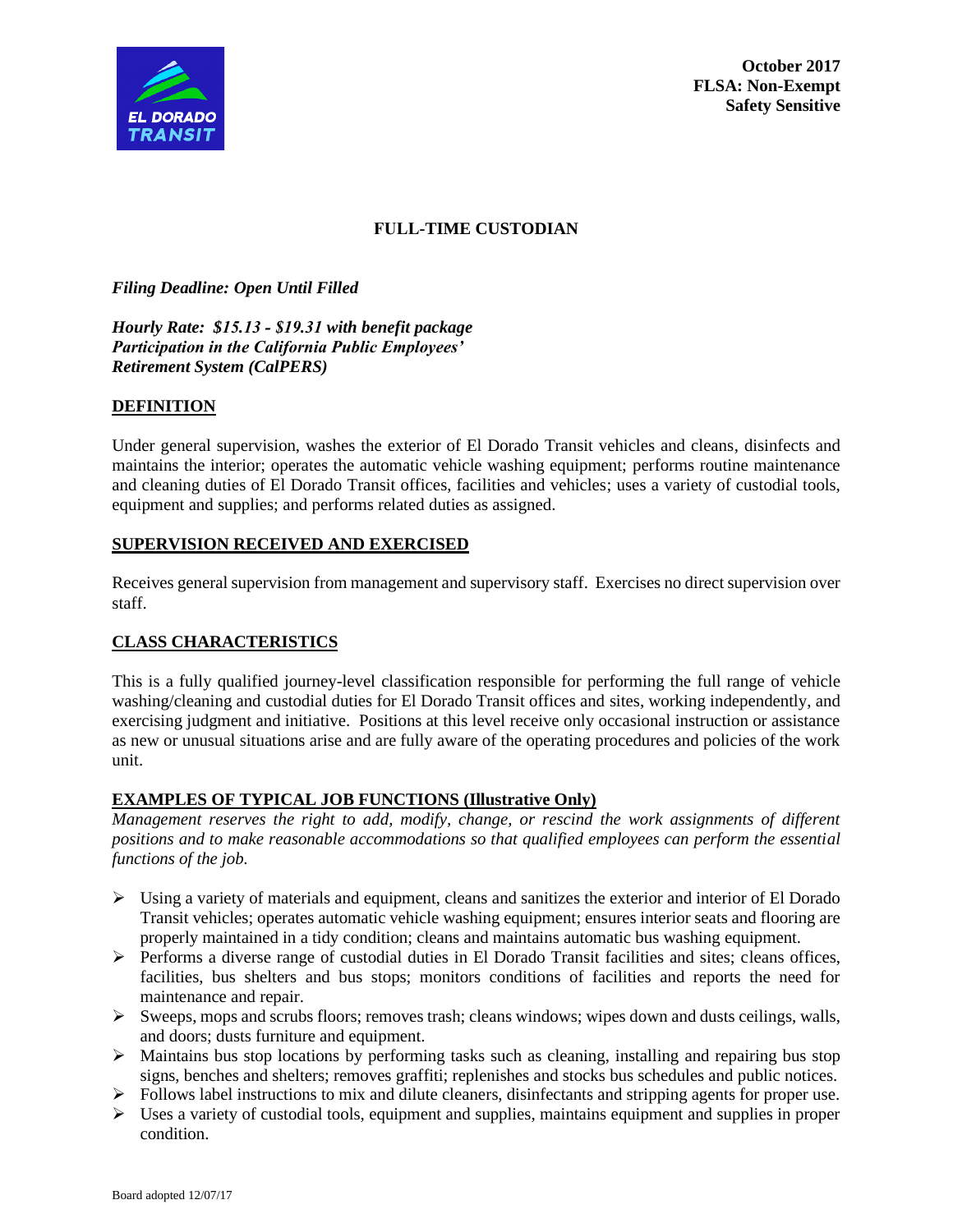October 2017
**FLSA: Non-Exempt**
**Safety Sensitive**

# FULL-TIME CUSTODIAN

***Filing Deadline: Open Until Filled***

***Hourly Rate: $15.13 - $19.31 with benefit package***
***Participation in the California Public Employees' Retirement System (CalPERS)***

## DEFINITION

Under general supervision, washes the exterior of El Dorado Transit vehicles and cleans, disinfects and maintains the interior; operates the automatic vehicle washing equipment; performs routine maintenance and cleaning duties of El Dorado Transit offices, facilities and vehicles; uses a variety of custodial tools, equipment and supplies; and performs related duties as assigned.

## SUPERVISION RECEIVED AND EXERCISED

Receives general supervision from management and supervisory staff. Exercises no direct supervision over staff.

## CLASS CHARACTERISTICS

This is a fully qualified journey-level classification responsible for performing the full range of vehicle washing/cleaning and custodial duties for El Dorado Transit offices and sites, working independently, and exercising judgment and initiative. Positions at this level receive only occasional instruction or assistance as new or unusual situations arise and are fully aware of the operating procedures and policies of the work unit.

## EXAMPLES OF TYPICAL JOB FUNCTIONS (Illustrative Only)

*Management reserves the right to add, modify, change, or rescind the work assignments of different positions and to make reasonable accommodations so that qualified employees can perform the essential functions of the job.*

- Using a variety of materials and equipment, cleans and sanitizes the exterior and interior of El Dorado Transit vehicles; operates automatic vehicle washing equipment; ensures interior seats and flooring are properly maintained in a tidy condition; cleans and maintains automatic bus washing equipment.
- Performs a diverse range of custodial duties in El Dorado Transit facilities and sites; cleans offices, facilities, bus shelters and bus stops; monitors conditions of facilities and reports the need for maintenance and repair.
- Sweeps, mops and scrubs floors; removes trash; cleans windows; wipes down and dusts ceilings, walls, and doors; dusts furniture and equipment.
- Maintains bus stop locations by performing tasks such as cleaning, installing and repairing bus stop signs, benches and shelters; removes graffiti; replenishes and stocks bus schedules and public notices.
- Follows label instructions to mix and dilute cleaners, disinfectants and stripping agents for proper use.
- Uses a variety of custodial tools, equipment and supplies, maintains equipment and supplies in proper condition.

Board adopted 12/07/17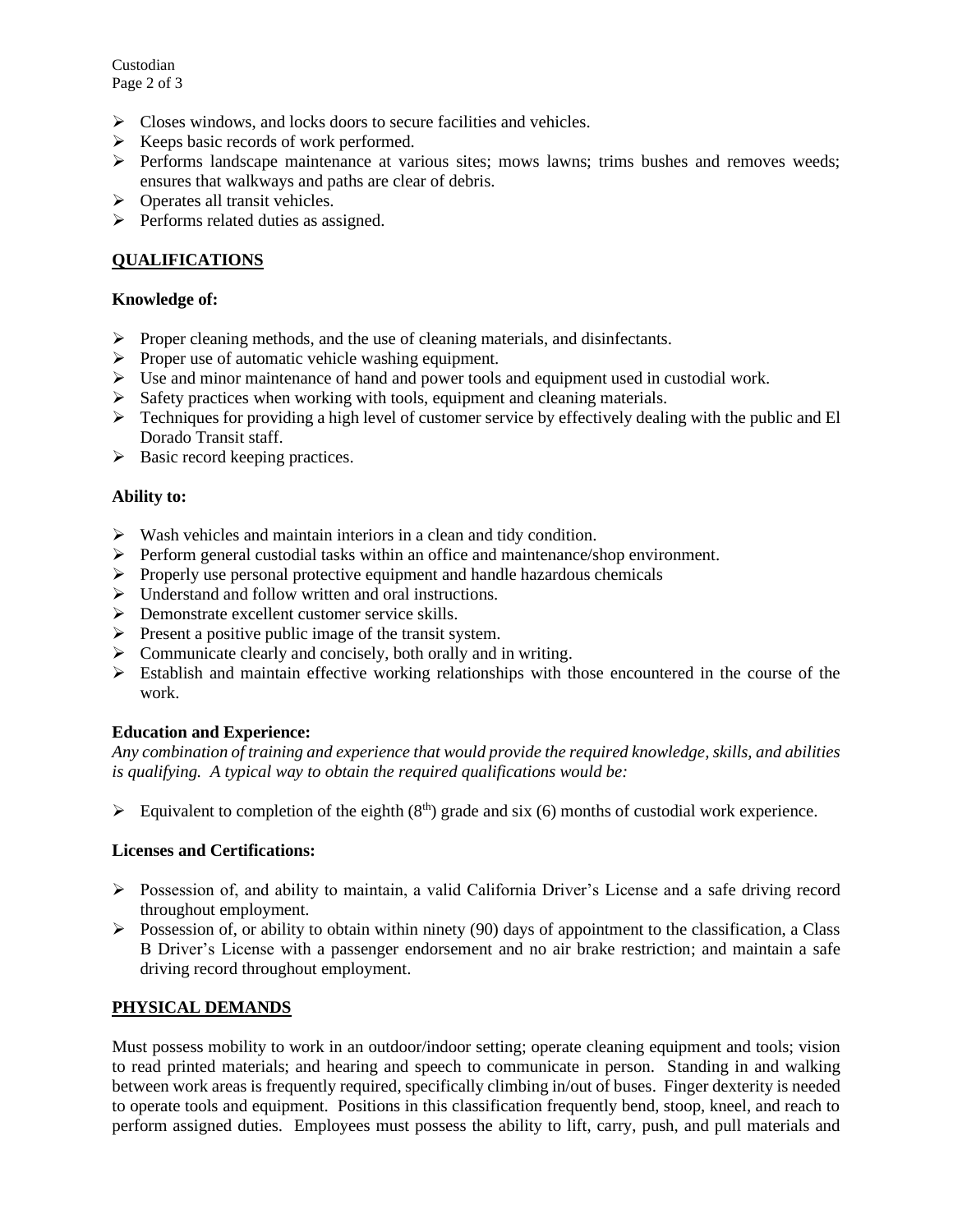- Closes windows, and locks doors to secure facilities and vehicles.
- Keeps basic records of work performed.
- Performs landscape maintenance at various sites; mows lawns; trims bushes and removes weeds; ensures that walkways and paths are clear of debris.
- Operates all transit vehicles.
- Performs related duties as assigned.

## QUALIFICATIONS

### Knowledge of:

- Proper cleaning methods, and the use of cleaning materials, and disinfectants.
- Proper use of automatic vehicle washing equipment.
- Use and minor maintenance of hand and power tools and equipment used in custodial work.
- Safety practices when working with tools, equipment and cleaning materials.
- Techniques for providing a high level of customer service by effectively dealing with the public and El Dorado Transit staff.
- Basic record keeping practices.

### Ability to:

- Wash vehicles and maintain interiors in a clean and tidy condition.
- Perform general custodial tasks within an office and maintenance/shop environment.
- Properly use personal protective equipment and handle hazardous chemicals
- Understand and follow written and oral instructions.
- Demonstrate excellent customer service skills.
- Present a positive public image of the transit system.
- Communicate clearly and concisely, both orally and in writing.
- Establish and maintain effective working relationships with those encountered in the course of the work.

### Education and Experience:

*Any combination of training and experience that would provide the required knowledge, skills, and abilities is qualifying. A typical way to obtain the required qualifications would be:*

- Equivalent to completion of the eighth (8th) grade and six (6) months of custodial work experience.

### Licenses and Certifications:

- Possession of, and ability to maintain, a valid California Driver's License and a safe driving record throughout employment.
- Possession of, or ability to obtain within ninety (90) days of appointment to the classification, a Class B Driver's License with a passenger endorsement and no air brake restriction; and maintain a safe driving record throughout employment.

## PHYSICAL DEMANDS

Must possess mobility to work in an outdoor/indoor setting; operate cleaning equipment and tools; vision to read printed materials; and hearing and speech to communicate in person. Standing in and walking between work areas is frequently required, specifically climbing in/out of buses. Finger dexterity is needed to operate tools and equipment. Positions in this classification frequently bend, stoop, kneel, and reach to perform assigned duties. Employees must possess the ability to lift, carry, push, and pull materials and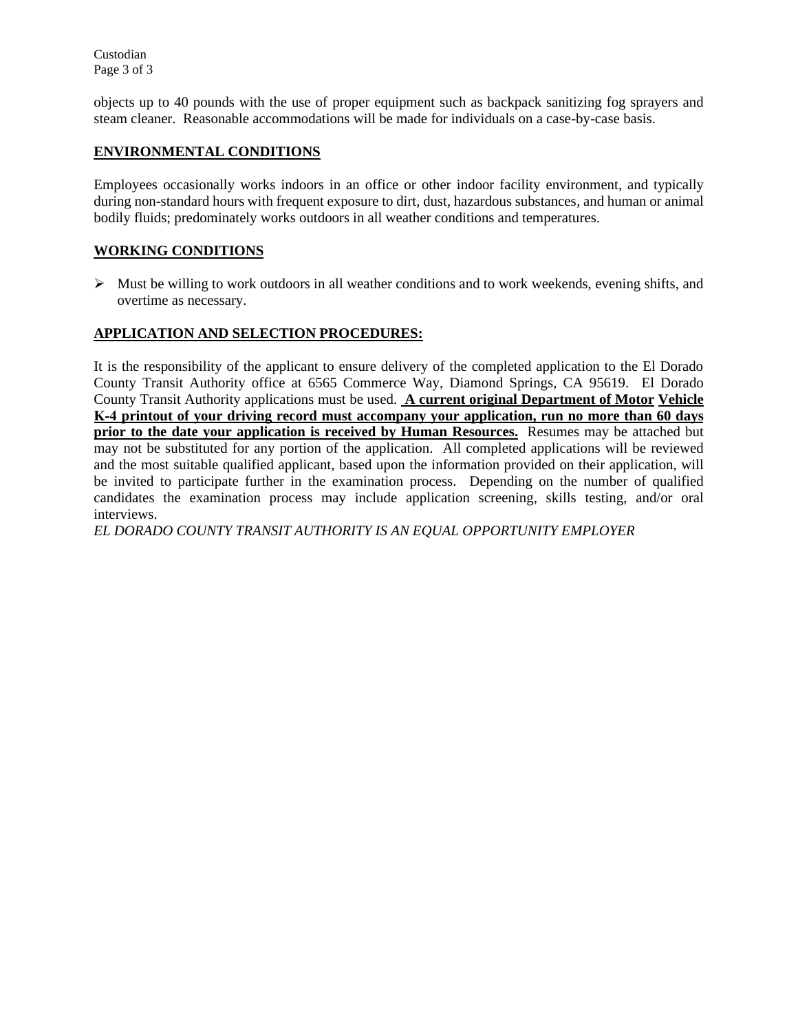objects up to 40 pounds with the use of proper equipment such as backpack sanitizing fog sprayers and steam cleaner. Reasonable accommodations will be made for individuals on a case-by-case basis.

## ENVIRONMENTAL CONDITIONS

Employees occasionally works indoors in an office or other indoor facility environment, and typically during non-standard hours with frequent exposure to dirt, dust, hazardous substances, and human or animal bodily fluids; predominately works outdoors in all weather conditions and temperatures.

## WORKING CONDITIONS

- Must be willing to work outdoors in all weather conditions and to work weekends, evening shifts, and overtime as necessary.

## APPLICATION AND SELECTION PROCEDURES:

It is the responsibility of the applicant to ensure delivery of the completed application to the El Dorado County Transit Authority office at 6565 Commerce Way, Diamond Springs, CA 95619. El Dorado County Transit Authority applications must be used. **A current original Department of Motor Vehicle K-4 printout of your driving record must accompany your application, run no more than 60 days prior to the date your application is received by Human Resources.** Resumes may be attached but may not be substituted for any portion of the application. All completed applications will be reviewed and the most suitable qualified applicant, based upon the information provided on their application, will be invited to participate further in the examination process. Depending on the number of qualified candidates the examination process may include application screening, skills testing, and/or oral interviews.

*EL DORADO COUNTY TRANSIT AUTHORITY IS AN EQUAL OPPORTUNITY EMPLOYER*